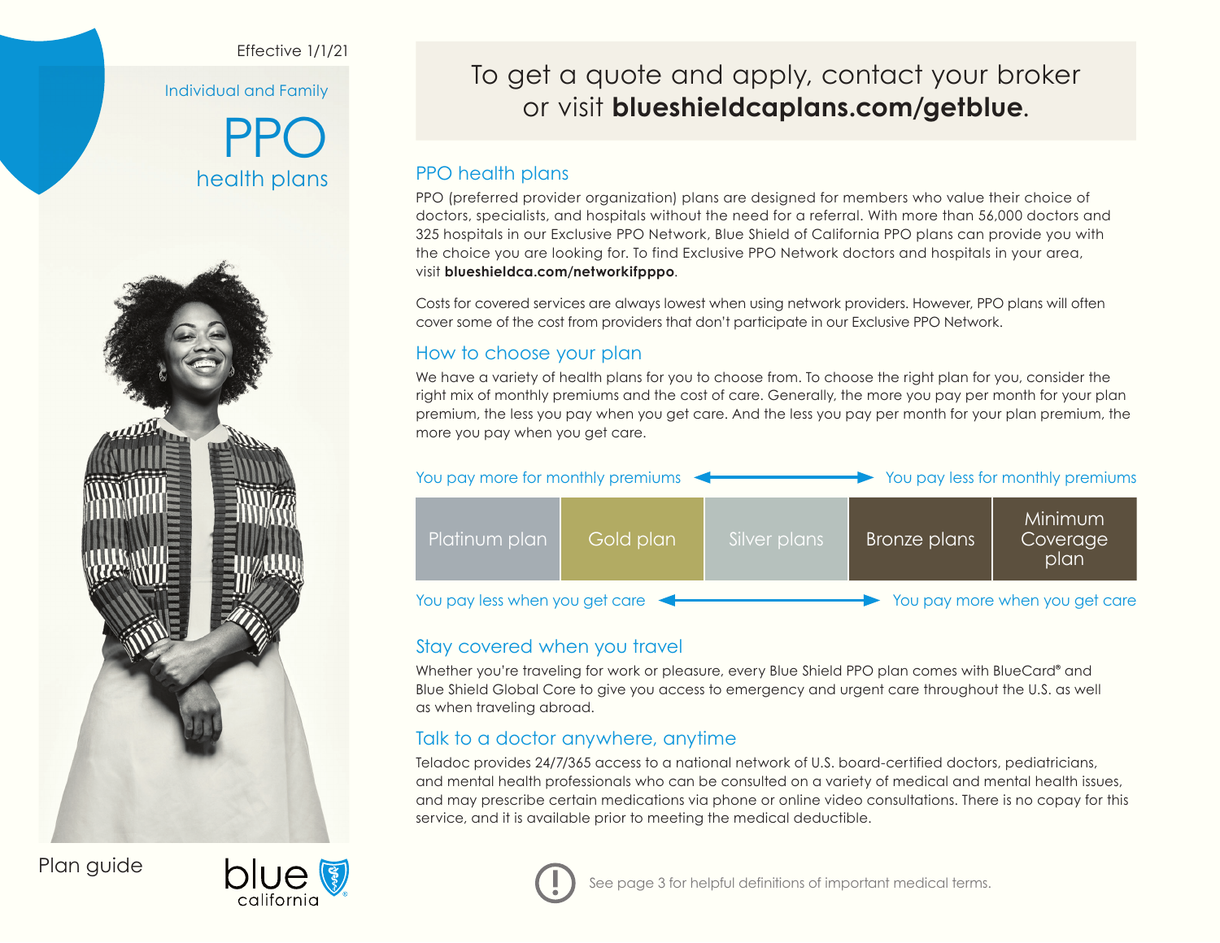Effective 1/1/21

Individual and Family

# PPO health plans

Plan guide

blue california

## To get a quote and apply, contact your broker or visit **blueshieldcaplans.com/getblue**.

## PPO health plans

PPO (preferred provider organization) plans are designed for members who value their choice of doctors, specialists, and hospitals without the need for a referral. With more than 56,000 doctors and 325 hospitals in our Exclusive PPO Network, Blue Shield of California PPO plans can provide you with the choice you are looking for. To find Exclusive PPO Network doctors and hospitals in your area, visit **blueshieldca.com/networkifpppo**.

Costs for covered services are always lowest when using network providers. However, PPO plans will often cover some of the cost from providers that don't participate in our Exclusive PPO Network.

## How to choose your plan

We have a variety of health plans for you to choose from. To choose the right plan for you, consider the right mix of monthly premiums and the cost of care. Generally, the more you pay per month for your plan premium, the less you pay when you get care. And the less you pay per month for your plan premium, the more you pay when you get care.

You pay more for monthly premiums ← → You pay less for monthly premiums

| Platinum plan | Gold plan | Silver plans | Bronze plans | Minimum Coverage plan |
|---|---|---|---|---|

You pay less when you get care ← → You pay more when you get care

## Stay covered when you travel

Whether you're traveling for work or pleasure, every Blue Shield PPO plan comes with BlueCard® and Blue Shield Global Core to give you access to emergency and urgent care throughout the U.S. as well as when traveling abroad.

## Talk to a doctor anywhere, anytime

Teladoc provides 24/7/365 access to a national network of U.S. board-certified doctors, pediatricians, and mental health professionals who can be consulted on a variety of medical and mental health issues, and may prescribe certain medications via phone or online video consultations. There is no copay for this service, and it is available prior to meeting the medical deductible.

See page 3 for helpful definitions of important medical terms.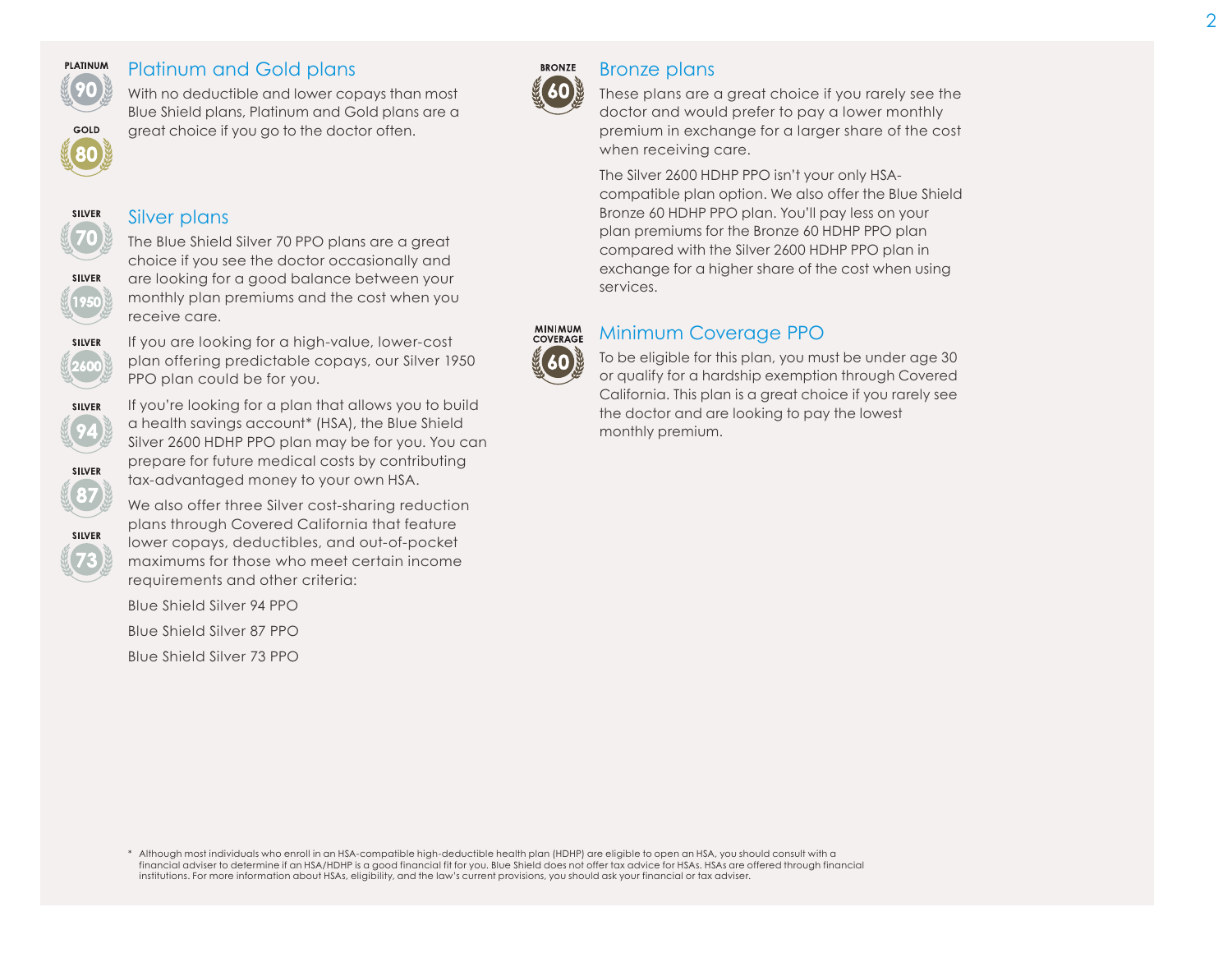## Platinum and Gold plans

With no deductible and lower copays than most Blue Shield plans, Platinum and Gold plans are a great choice if you go to the doctor often.

## Silver plans

The Blue Shield Silver 70 PPO plans are a great choice if you see the doctor occasionally and are looking for a good balance between your monthly plan premiums and the cost when you receive care.

If you are looking for a high-value, lower-cost plan offering predictable copays, our Silver 1950 PPO plan could be for you.

If you're looking for a plan that allows you to build a health savings account* (HSA), the Blue Shield Silver 2600 HDHP PPO plan may be for you. You can prepare for future medical costs by contributing tax-advantaged money to your own HSA.

We also offer three Silver cost-sharing reduction plans through Covered California that feature lower copays, deductibles, and out-of-pocket maximums for those who meet certain income requirements and other criteria:

Blue Shield Silver 94 PPO

Blue Shield Silver 87 PPO

Blue Shield Silver 73 PPO

## Bronze plans

These plans are a great choice if you rarely see the doctor and would prefer to pay a lower monthly premium in exchange for a larger share of the cost when receiving care.

The Silver 2600 HDHP PPO isn't your only HSA-compatible plan option. We also offer the Blue Shield Bronze 60 HDHP PPO plan. You'll pay less on your plan premiums for the Bronze 60 HDHP PPO plan compared with the Silver 2600 HDHP PPO plan in exchange for a higher share of the cost when using services.

## Minimum Coverage PPO

To be eligible for this plan, you must be under age 30 or qualify for a hardship exemption through Covered California. This plan is a great choice if you rarely see the doctor and are looking to pay the lowest monthly premium.

\* Although most individuals who enroll in an HSA-compatible high-deductible health plan (HDHP) are eligible to open an HSA, you should consult with a financial adviser to determine if an HSA/HDHP is a good financial fit for you. Blue Shield does not offer tax advice for HSAs. HSAs are offered through financial institutions. For more information about HSAs, eligibility, and the law's current provisions, you should ask your financial or tax adviser.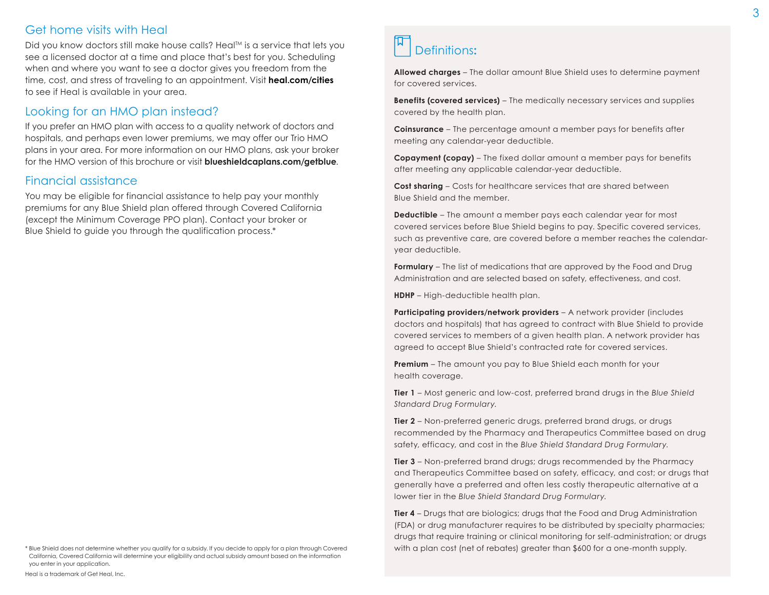## Get home visits with Heal

Did you know doctors still make house calls? Heal™ is a service that lets you see a licensed doctor at a time and place that's best for you. Scheduling when and where you want to see a doctor gives you freedom from the time, cost, and stress of traveling to an appointment. Visit **heal.com/cities** to see if Heal is available in your area.

## Looking for an HMO plan instead?

If you prefer an HMO plan with access to a quality network of doctors and hospitals, and perhaps even lower premiums, we may offer our Trio HMO plans in your area. For more information on our HMO plans, ask your broker for the HMO version of this brochure or visit **blueshieldcaplans.com/getblue**.

## Financial assistance

You may be eligible for financial assistance to help pay your monthly premiums for any Blue Shield plan offered through Covered California (except the Minimum Coverage PPO plan). Contact your broker or Blue Shield to guide you through the qualification process.*

* Blue Shield does not determine whether you qualify for a subsidy. If you decide to apply for a plan through Covered California, Covered California will determine your eligibility and actual subsidy amount based on the information you enter in your application.

Heal is a trademark of Get Heal, Inc.

## Definitions:

**Allowed charges** – The dollar amount Blue Shield uses to determine payment for covered services.

**Benefits (covered services)** – The medically necessary services and supplies covered by the health plan.

**Coinsurance** – The percentage amount a member pays for benefits after meeting any calendar-year deductible.

**Copayment (copay)** – The fixed dollar amount a member pays for benefits after meeting any applicable calendar-year deductible.

**Cost sharing** – Costs for healthcare services that are shared between Blue Shield and the member.

**Deductible** – The amount a member pays each calendar year for most covered services before Blue Shield begins to pay. Specific covered services, such as preventive care, are covered before a member reaches the calendar-year deductible.

**Formulary** – The list of medications that are approved by the Food and Drug Administration and are selected based on safety, effectiveness, and cost.

**HDHP** – High-deductible health plan.

**Participating providers/network providers** – A network provider (includes doctors and hospitals) that has agreed to contract with Blue Shield to provide covered services to members of a given health plan. A network provider has agreed to accept Blue Shield's contracted rate for covered services.

**Premium** – The amount you pay to Blue Shield each month for your health coverage.

**Tier 1** – Most generic and low-cost, preferred brand drugs in the *Blue Shield Standard Drug Formulary.*

**Tier 2** – Non-preferred generic drugs, preferred brand drugs, or drugs recommended by the Pharmacy and Therapeutics Committee based on drug safety, efficacy, and cost in the *Blue Shield Standard Drug Formulary.*

**Tier 3** – Non-preferred brand drugs; drugs recommended by the Pharmacy and Therapeutics Committee based on safety, efficacy, and cost; or drugs that generally have a preferred and often less costly therapeutic alternative at a lower tier in the *Blue Shield Standard Drug Formulary.*

**Tier 4** – Drugs that are biologics; drugs that the Food and Drug Administration (FDA) or drug manufacturer requires to be distributed by specialty pharmacies; drugs that require training or clinical monitoring for self-administration; or drugs with a plan cost (net of rebates) greater than $600 for a one-month supply.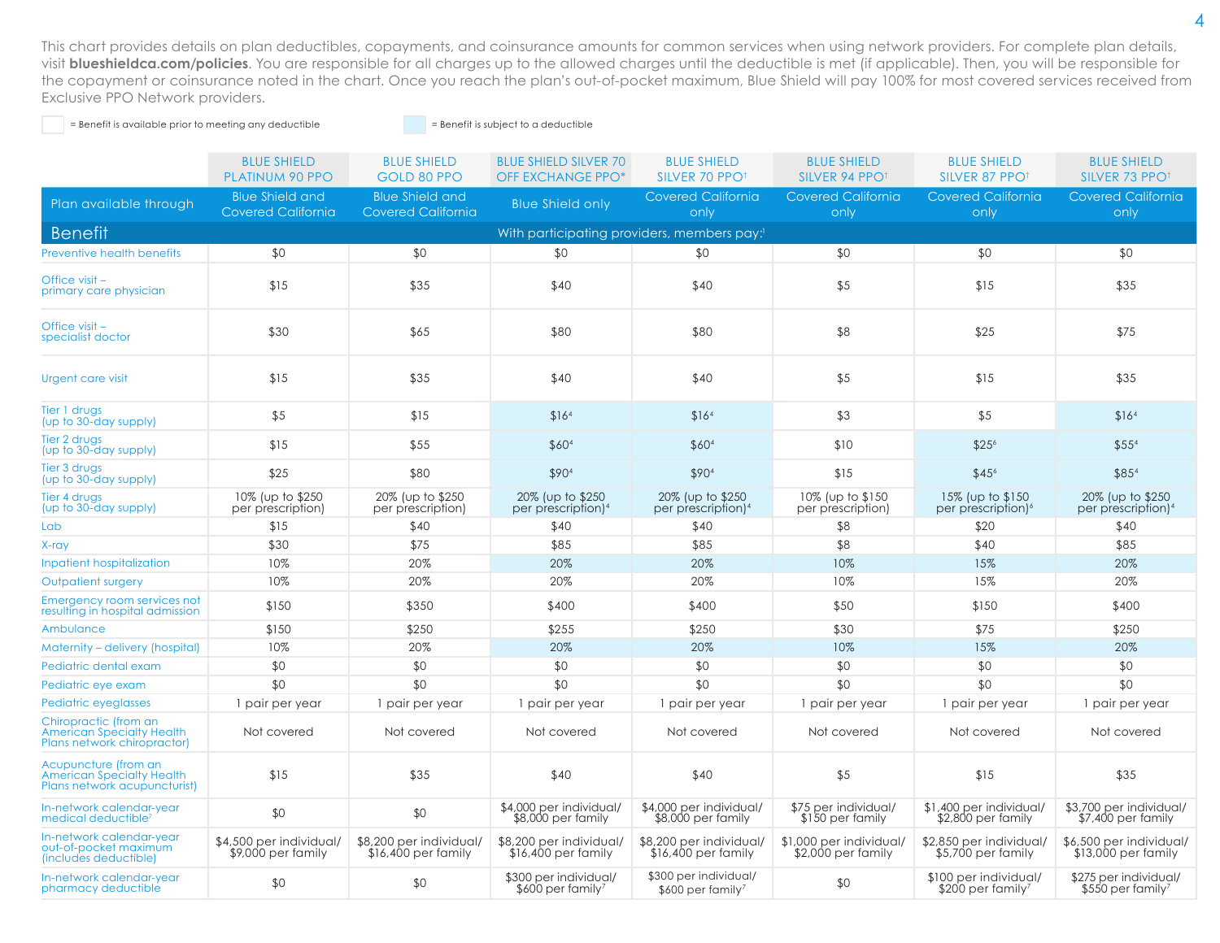This chart provides details on plan deductibles, copayments, and coinsurance amounts for common services when using network providers. For complete plan details, visit **blueshieldca.com/policies**. You are responsible for all charges up to the allowed charges until the deductible is met (if applicable). Then, you will be responsible for the copayment or coinsurance noted in the chart. Once you reach the plan's out-of-pocket maximum, Blue Shield will pay 100% for most covered services received from Exclusive PPO Network providers.

= Benefit is available prior to meeting any deductible

= Benefit is subject to a deductible

| | BLUE SHIELD PLATINUM 90 PPO | BLUE SHIELD GOLD 80 PPO | BLUE SHIELD SILVER 70 OFF EXCHANGE PPO* | BLUE SHIELD SILVER 70 PPO† | BLUE SHIELD SILVER 94 PPO† | BLUE SHIELD SILVER 87 PPO† | BLUE SHIELD SILVER 73 PPO† |
|---|---|---|---|---|---|---|---|
| Plan available through | Blue Shield and Covered California | Blue Shield and Covered California | Blue Shield only | Covered California only | Covered California only | Covered California only | Covered California only |
| **Benefit** | With participating providers, members pay:[3] | | | | | | |
| Preventive health benefits | $0 | $0 | $0 | $0 | $0 | $0 | $0 |
| Office visit – primary care physician | $15 | $35 | $40 | $40 | $5 | $15 | $35 |
| Office visit – specialist doctor | $30 | $65 | $80 | $80 | $8 | $25 | $75 |
| Urgent care visit | $15 | $35 | $40 | $40 | $5 | $15 | $35 |
| Tier 1 drugs (up to 30-day supply) | $5 | $15 | $16[4] | $16[4] | $3 | $5 | $16[4] |
| Tier 2 drugs (up to 30-day supply) | $15 | $55 | $60[4] | $60[4] | $10 | $25[6] | $55[4] |
| Tier 3 drugs (up to 30-day supply) | $25 | $80 | $90[4] | $90[4] | $15 | $45[6] | $85[4] |
| Tier 4 drugs (up to 30-day supply) | 10% (up to $250 per prescription) | 20% (up to $250 per prescription) | 20% (up to $250 per prescription)[4] | 20% (up to $250 per prescription)[4] | 10% (up to $150 per prescription) | 15% (up to $150 per prescription)[6] | 20% (up to $250 per prescription)[4] |
| Lab | $15 | $40 | $40 | $40 | $8 | $20 | $40 |
| X-ray | $30 | $75 | $85 | $85 | $8 | $40 | $85 |
| Inpatient hospitalization | 10% | 20% | 20% | 20% | 10% | 15% | 20% |
| Outpatient surgery | 10% | 20% | 20% | 20% | 10% | 15% | 20% |
| Emergency room services not resulting in hospital admission | $150 | $350 | $400 | $400 | $50 | $150 | $400 |
| Ambulance | $150 | $250 | $255 | $250 | $30 | $75 | $250 |
| Maternity – delivery (hospital) | 10% | 20% | 20% | 20% | 10% | 15% | 20% |
| Pediatric dental exam | $0 | $0 | $0 | $0 | $0 | $0 | $0 |
| Pediatric eye exam | $0 | $0 | $0 | $0 | $0 | $0 | $0 |
| Pediatric eyeglasses | 1 pair per year | 1 pair per year | 1 pair per year | 1 pair per year | 1 pair per year | 1 pair per year | 1 pair per year |
| Chiropractic (from an American Specialty Health Plans network chiropractor) | Not covered | Not covered | Not covered | Not covered | Not covered | Not covered | Not covered |
| Acupuncture (from an American Specialty Health Plans network acupuncturist) | $15 | $35 | $40 | $40 | $5 | $15 | $35 |
| In-network calendar-year medical deductible[7] | $0 | $0 | $4,000 per individual/ $8,000 per family | $4,000 per individual/ $8,000 per family | $75 per individual/ $150 per family | $1,400 per individual/ $2,800 per family | $3,700 per individual/ $7,400 per family |
| In-network calendar-year out-of-pocket maximum (includes deductible) | $4,500 per individual/ $9,000 per family | $8,200 per individual/ $16,400 per family | $8,200 per individual/ $16,400 per family | $8,200 per individual/ $16,400 per family | $1,000 per individual/ $2,000 per family | $2,850 per individual/ $5,700 per family | $6,500 per individual/ $13,000 per family |
| In-network calendar-year pharmacy deductible | $0 | $0 | $300 per individual/ $600 per family[7] | $300 per individual/ $600 per family[7] | $0 | $100 per individual/ $200 per family[7] | $275 per individual/ $550 per family[7] |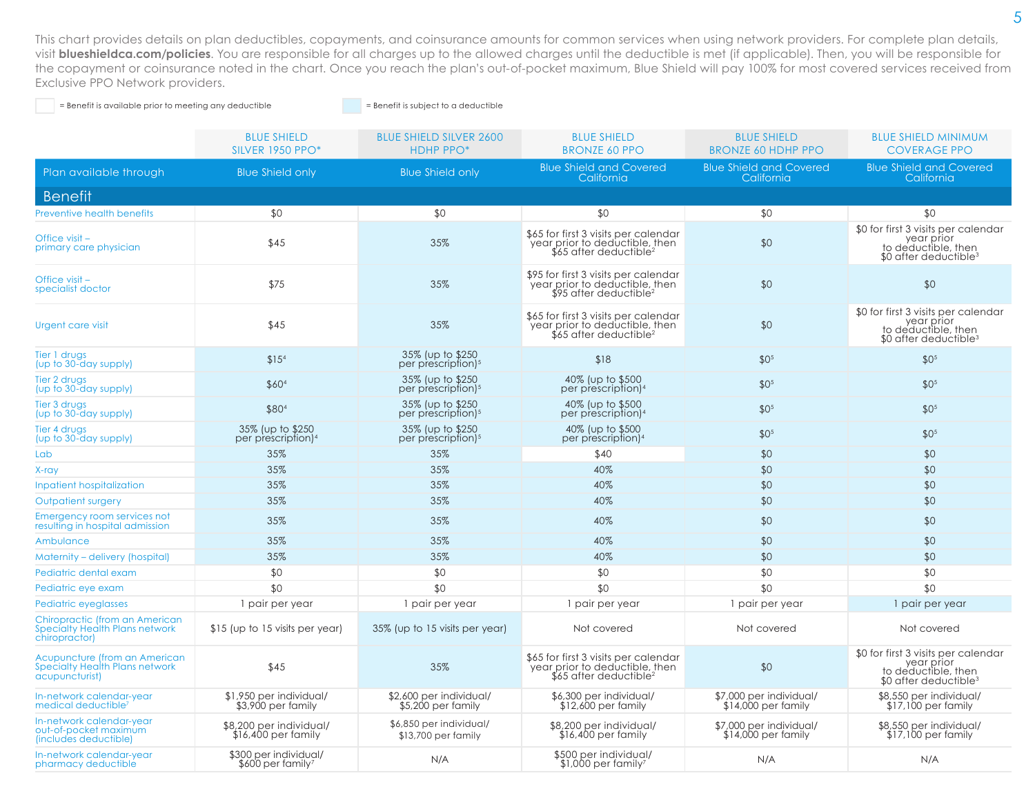This chart provides details on plan deductibles, copayments, and coinsurance amounts for common services when using network providers. For complete plan details, visit **blueshieldca.com/policies**. You are responsible for all charges up to the allowed charges until the deductible is met (if applicable). Then, you will be responsible for the copayment or coinsurance noted in the chart. Once you reach the plan's out-of-pocket maximum, Blue Shield will pay 100% for most covered services received from Exclusive PPO Network providers.

= Benefit is available prior to meeting any deductible

= Benefit is subject to a deductible

| | BLUE SHIELD SILVER 1950 PPO* | BLUE SHIELD SILVER 2600 HDHP PPO* | BLUE SHIELD BRONZE 60 PPO | BLUE SHIELD BRONZE 60 HDHP PPO | BLUE SHIELD MINIMUM COVERAGE PPO |
|---|---|---|---|---|---|
| Plan available through | Blue Shield only | Blue Shield only | Blue Shield and Covered California | Blue Shield and Covered California | Blue Shield and Covered California |
| **Benefit** | | | | | |
| Preventive health benefits | $0 | $0 | $0 | $0 | $0 |
| Office visit – primary care physician | $45 | 35% | $65 for first 3 visits per calendar year prior to deductible, then $65 after deductible[2] | $0 | $0 for first 3 visits per calendar year prior to deductible, then $0 after deductible[3] |
| Office visit – specialist doctor | $75 | 35% | $95 for first 3 visits per calendar year prior to deductible, then $95 after deductible[2] | $0 | $0 |
| Urgent care visit | $45 | 35% | $65 for first 3 visits per calendar year prior to deductible, then $65 after deductible[2] | $0 | $0 for first 3 visits per calendar year prior to deductible, then $0 after deductible[3] |
| Tier 1 drugs (up to 30-day supply) | $15[4] | 35% (up to $250 per prescription)[5] | $18 | $0[5] | $0[5] |
| Tier 2 drugs (up to 30-day supply) | $60[4] | 35% (up to $250 per prescription)[5] | 40% (up to $500 per prescription)[4] | $0[5] | $0[5] |
| Tier 3 drugs (up to 30-day supply) | $80[4] | 35% (up to $250 per prescription)[5] | 40% (up to $500 per prescription)[4] | $0[5] | $0[5] |
| Tier 4 drugs (up to 30-day supply) | 35% (up to $250 per prescription)[4] | 35% (up to $250 per prescription)[5] | 40% (up to $500 per prescription)[4] | $0[5] | $0[5] |
| Lab | 35% | 35% | $40 | $0 | $0 |
| X-ray | 35% | 35% | 40% | $0 | $0 |
| Inpatient hospitalization | 35% | 35% | 40% | $0 | $0 |
| Outpatient surgery | 35% | 35% | 40% | $0 | $0 |
| Emergency room services not resulting in hospital admission | 35% | 35% | 40% | $0 | $0 |
| Ambulance | 35% | 35% | 40% | $0 | $0 |
| Maternity – delivery (hospital) | 35% | 35% | 40% | $0 | $0 |
| Pediatric dental exam | $0 | $0 | $0 | $0 | $0 |
| Pediatric eye exam | $0 | $0 | $0 | $0 | $0 |
| Pediatric eyeglasses | 1 pair per year | 1 pair per year | 1 pair per year | 1 pair per year | 1 pair per year |
| Chiropractic (from an American Specialty Health Plans network chiropractor) | $15 (up to 15 visits per year) | 35% (up to 15 visits per year) | Not covered | Not covered | Not covered |
| Acupuncture (from an American Specialty Health Plans network acupuncturist) | $45 | 35% | $65 for first 3 visits per calendar year prior to deductible, then $65 after deductible[2] | $0 | $0 for first 3 visits per calendar year prior to deductible, then $0 after deductible[3] |
| In-network calendar-year medical deductible[7] | $1,950 per individual/ $3,900 per family | $2,600 per individual/ $5,200 per family | $6,300 per individual/ $12,600 per family | $7,000 per individual/ $14,000 per family | $8,550 per individual/ $17,100 per family |
| In-network calendar-year out-of-pocket maximum (includes deductible) | $8,200 per individual/ $16,400 per family | $6,850 per individual/ $13,700 per family | $8,200 per individual/ $16,400 per family | $7,000 per individual/ $14,000 per family | $8,550 per individual/ $17,100 per family |
| In-network calendar-year pharmacy deductible | $300 per individual/ $600 per family[7] | N/A | $500 per individual/ $1,000 per family[7] | N/A | N/A |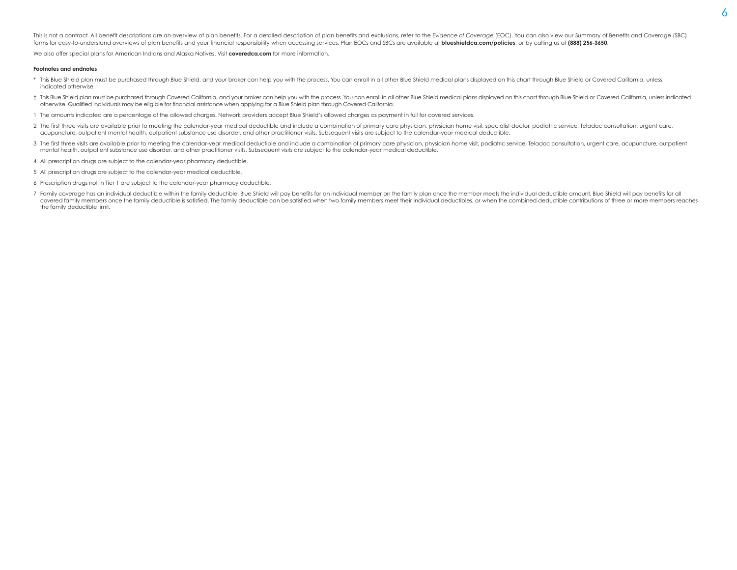This is not a contract. All benefit descriptions are an overview of plan benefits. For a detailed description of plan benefits and exclusions, refer to the *Evidence of Coverage* (EOC). You can also view our Summary of Benefits and Coverage (SBC) forms for easy-to-understand overviews of plan benefits and your financial responsibility when accessing services. Plan EOCs and SBCs are available at **blueshieldca.com/policies**, or by calling us at **(888) 256-3650**.

We also offer special plans for American Indians and Alaska Natives. Visit **coveredca.com** for more information.

**Footnotes and endnotes**

* This Blue Shield plan must be purchased through Blue Shield, and your broker can help you with the process. You can enroll in all other Blue Shield medical plans displayed on this chart through Blue Shield or Covered California, unless indicated otherwise.

† This Blue Shield plan must be purchased through Covered California, and your broker can help you with the process. You can enroll in all other Blue Shield medical plans displayed on this chart through Blue Shield or Covered California, unless indicated otherwise. Qualified individuals may be eligible for financial assistance when applying for a Blue Shield plan through Covered California.

1 The amounts indicated are a percentage of the allowed charges. Network providers accept Blue Shield's allowed charges as payment in full for covered services.

2 The first three visits are available prior to meeting the calendar-year medical deductible and include a combination of primary care physician, physician home visit, specialist doctor, podiatric service, Teladoc consultation, urgent care, acupuncture, outpatient mental health, outpatient substance use disorder, and other practitioner visits. Subsequent visits are subject to the calendar-year medical deductible.

3 The first three visits are available prior to meeting the calendar-year medical deductible and include a combination of primary care physician, physician home visit, podiatric service, Teladoc consultation, urgent care, acupuncture, outpatient mental health, outpatient substance use disorder, and other practitioner visits. Subsequent visits are subject to the calendar-year medical deductible.

4 All prescription drugs are subject to the calendar-year pharmacy deductible.

5 All prescription drugs are subject to the calendar-year medical deductible.

6 Prescription drugs not in Tier 1 are subject to the calendar-year pharmacy deductible.

7 Family coverage has an individual deductible within the family deductible. Blue Shield will pay benefits for an individual member on the family plan once the member meets the individual deductible amount. Blue Shield will pay benefits for all covered family members once the family deductible is satisfied. The family deductible can be satisfied when two family members meet their individual deductibles, or when the combined deductible contributions of three or more members reaches the family deductible limit.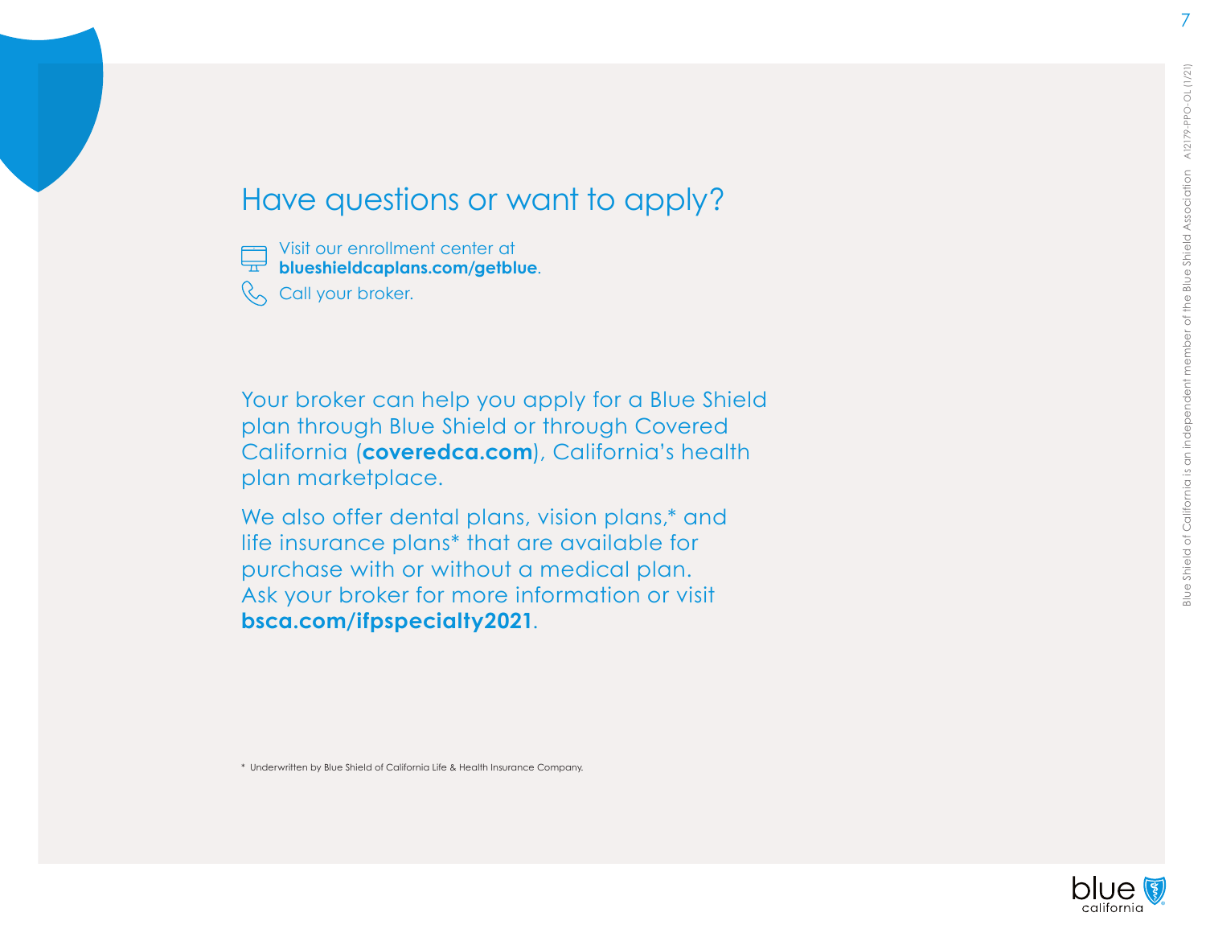# Have questions or want to apply?

Visit our enrollment center at **blueshieldcaplans.com/getblue**.

Call your broker.

Your broker can help you apply for a Blue Shield plan through Blue Shield or through Covered California (**coveredca.com**), California's health plan marketplace.

We also offer dental plans, vision plans,* and life insurance plans* that are available for purchase with or without a medical plan. Ask your broker for more information or visit **bsca.com/ifpspecialty2021**.

* Underwritten by Blue Shield of California Life & Health Insurance Company.

Blue Shield of California is an independent member of the Blue Shield Association A12179-PPO-OL (1/21)